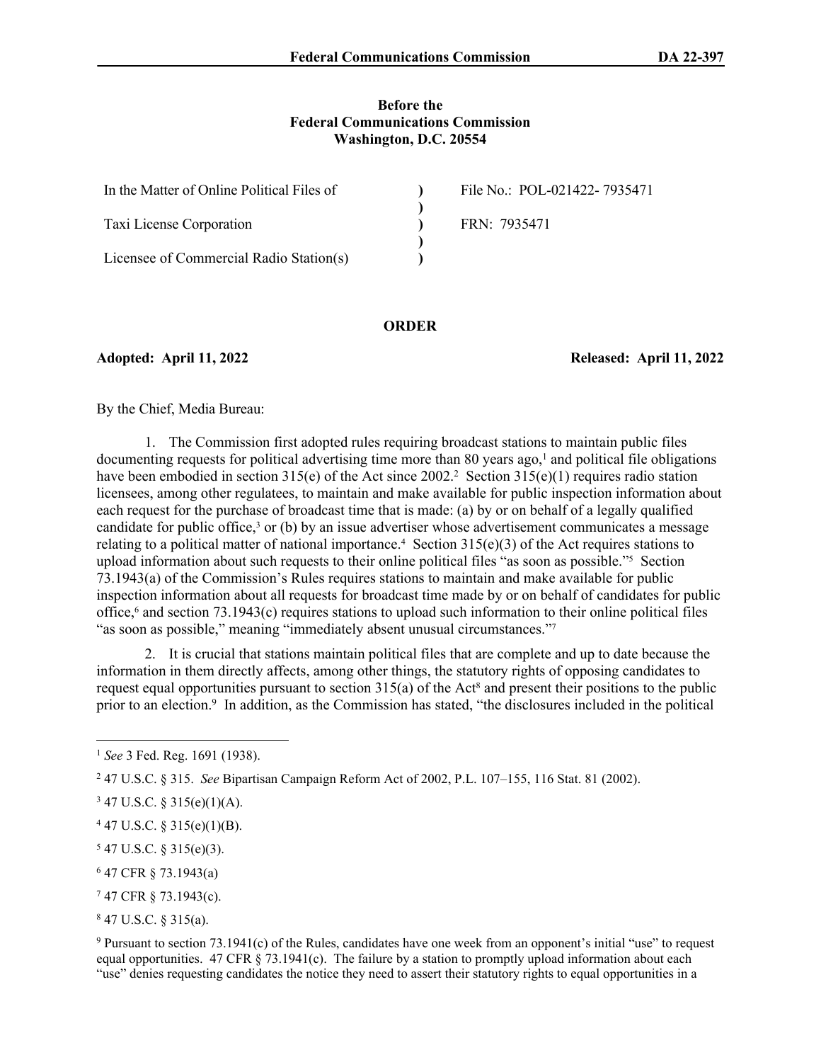**Before the**
**Federal Communications Commission**
**Washington, D.C. 20554**

| | | |
|---|---|---|
| In the Matter of Online Political Files of | ) | File No.: POL-021422- 7935471 |
| | ) | |
| Taxi License Corporation | ) | FRN: 7935471 |
| | ) | |
| Licensee of Commercial Radio Station(s) | ) | |

**ORDER**

**Adopted: April 11, 2022** **Released: April 11, 2022**

By the Chief, Media Bureau:

1. The Commission first adopted rules requiring broadcast stations to maintain public files documenting requests for political advertising time more than 80 years ago,[1] and political file obligations have been embodied in section 315(e) of the Act since 2002.[2] Section 315(e)(1) requires radio station licensees, among other regulatees, to maintain and make available for public inspection information about each request for the purchase of broadcast time that is made: (a) by or on behalf of a legally qualified candidate for public office,[3] or (b) by an issue advertiser whose advertisement communicates a message relating to a political matter of national importance.[4] Section 315(e)(3) of the Act requires stations to upload information about such requests to their online political files "as soon as possible."[5] Section 73.1943(a) of the Commission's Rules requires stations to maintain and make available for public inspection information about all requests for broadcast time made by or on behalf of candidates for public office,[6] and section 73.1943(c) requires stations to upload such information to their online political files "as soon as possible," meaning "immediately absent unusual circumstances."[7]

2. It is crucial that stations maintain political files that are complete and up to date because the information in them directly affects, among other things, the statutory rights of opposing candidates to request equal opportunities pursuant to section 315(a) of the Act[8] and present their positions to the public prior to an election.[9] In addition, as the Commission has stated, "the disclosures included in the political

---

[1] *See* 3 Fed. Reg. 1691 (1938).

[2] 47 U.S.C. § 315. *See* Bipartisan Campaign Reform Act of 2002, P.L. 107–155, 116 Stat. 81 (2002).

[3] 47 U.S.C. § 315(e)(1)(A).

[4] 47 U.S.C. § 315(e)(1)(B).

[5] 47 U.S.C. § 315(e)(3).

[6] 47 CFR § 73.1943(a)

[7] 47 CFR § 73.1943(c).

[8] 47 U.S.C. § 315(a).

[9] Pursuant to section 73.1941(c) of the Rules, candidates have one week from an opponent's initial "use" to request equal opportunities. 47 CFR § 73.1941(c). The failure by a station to promptly upload information about each "use" denies requesting candidates the notice they need to assert their statutory rights to equal opportunities in a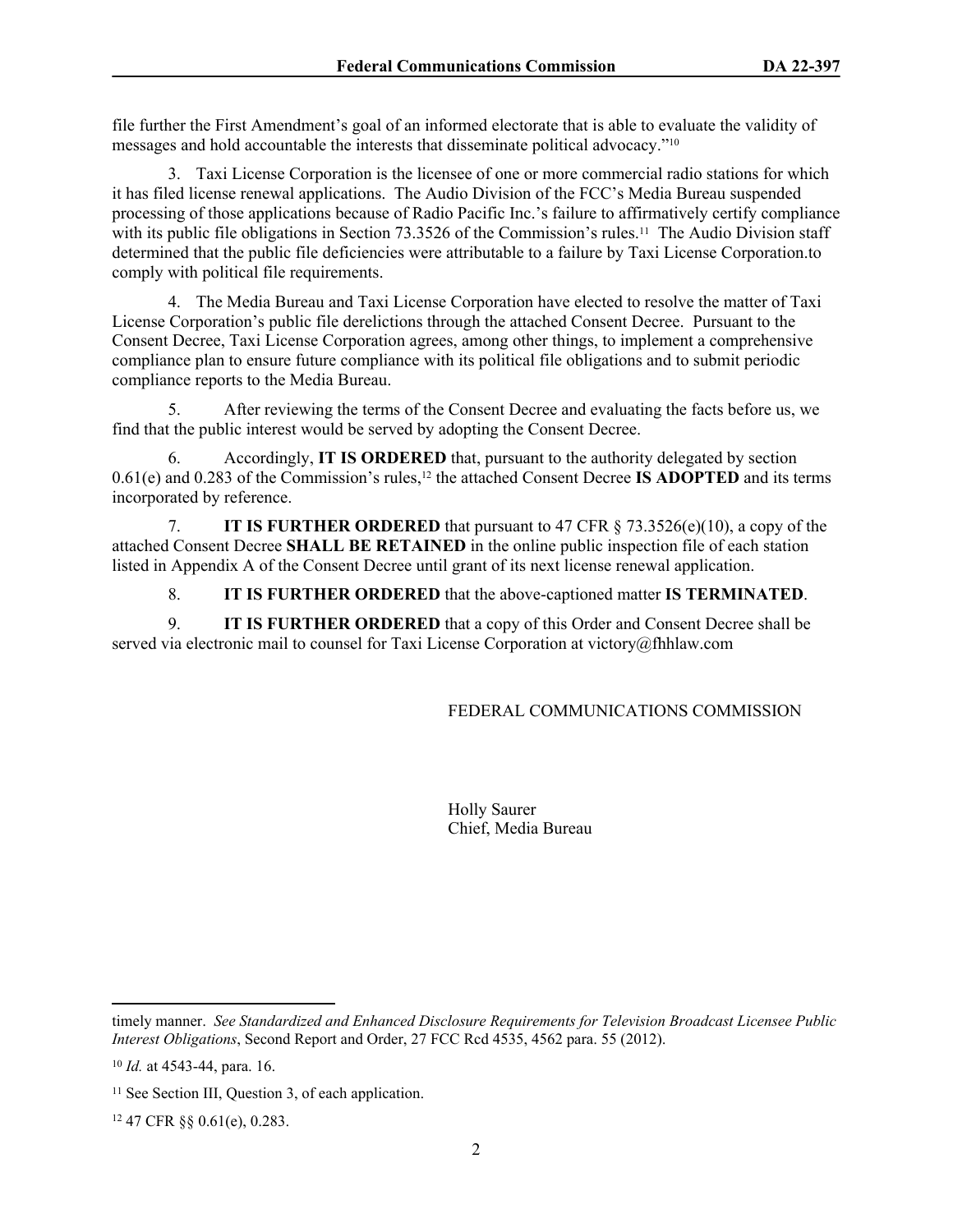file further the First Amendment's goal of an informed electorate that is able to evaluate the validity of messages and hold accountable the interests that disseminate political advocacy."[10]

3. Taxi License Corporation is the licensee of one or more commercial radio stations for which it has filed license renewal applications. The Audio Division of the FCC's Media Bureau suspended processing of those applications because of Radio Pacific Inc.'s failure to affirmatively certify compliance with its public file obligations in Section 73.3526 of the Commission's rules.[11] The Audio Division staff determined that the public file deficiencies were attributable to a failure by Taxi License Corporation.to comply with political file requirements.

4. The Media Bureau and Taxi License Corporation have elected to resolve the matter of Taxi License Corporation's public file derelictions through the attached Consent Decree. Pursuant to the Consent Decree, Taxi License Corporation agrees, among other things, to implement a comprehensive compliance plan to ensure future compliance with its political file obligations and to submit periodic compliance reports to the Media Bureau.

5. After reviewing the terms of the Consent Decree and evaluating the facts before us, we find that the public interest would be served by adopting the Consent Decree.

6. Accordingly, **IT IS ORDERED** that, pursuant to the authority delegated by section 0.61(e) and 0.283 of the Commission's rules,[12] the attached Consent Decree **IS ADOPTED** and its terms incorporated by reference.

7. **IT IS FURTHER ORDERED** that pursuant to 47 CFR § 73.3526(e)(10), a copy of the attached Consent Decree **SHALL BE RETAINED** in the online public inspection file of each station listed in Appendix A of the Consent Decree until grant of its next license renewal application.

8. **IT IS FURTHER ORDERED** that the above-captioned matter **IS TERMINATED**.

9. **IT IS FURTHER ORDERED** that a copy of this Order and Consent Decree shall be served via electronic mail to counsel for Taxi License Corporation at victory@fhhlaw.com

FEDERAL COMMUNICATIONS COMMISSION

Holly Saurer
Chief, Media Bureau

---

timely manner. *See Standardized and Enhanced Disclosure Requirements for Television Broadcast Licensee Public Interest Obligations*, Second Report and Order, 27 FCC Rcd 4535, 4562 para. 55 (2012).

[10] *Id.* at 4543-44, para. 16.

[11] See Section III, Question 3, of each application.

[12] 47 CFR §§ 0.61(e), 0.283.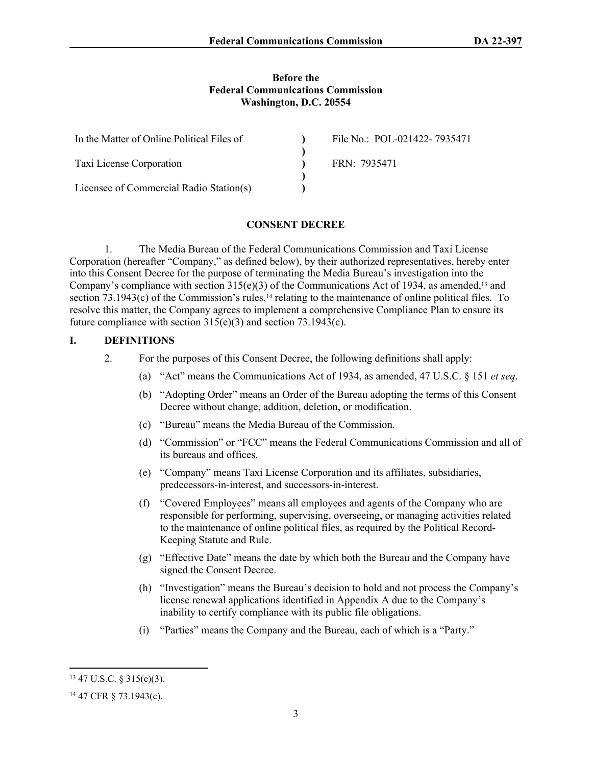**Before the**
**Federal Communications Commission**
**Washington, D.C. 20554**

| | | |
|---|---|---|
| In the Matter of Online Political Files of | ) | File No.: POL-021422- 7935471 |
| | ) | |
| Taxi License Corporation | ) | FRN: 7935471 |
| | ) | |
| Licensee of Commercial Radio Station(s) | ) | |

**CONSENT DECREE**

1. The Media Bureau of the Federal Communications Commission and Taxi License Corporation (hereafter "Company," as defined below), by their authorized representatives, hereby enter into this Consent Decree for the purpose of terminating the Media Bureau's investigation into the Company's compliance with section 315(e)(3) of the Communications Act of 1934, as amended,[13] and section 73.1943(c) of the Commission's rules,[14] relating to the maintenance of online political files. To resolve this matter, the Company agrees to implement a comprehensive Compliance Plan to ensure its future compliance with section 315(e)(3) and section 73.1943(c).

## I. DEFINITIONS

2. For the purposes of this Consent Decree, the following definitions shall apply:

   (a) "Act" means the Communications Act of 1934, as amended, 47 U.S.C. § 151 *et seq*.

   (b) "Adopting Order" means an Order of the Bureau adopting the terms of this Consent Decree without change, addition, deletion, or modification.

   (c) "Bureau" means the Media Bureau of the Commission.

   (d) "Commission" or "FCC" means the Federal Communications Commission and all of its bureaus and offices.

   (e) "Company" means Taxi License Corporation and its affiliates, subsidiaries, predecessors-in-interest, and successors-in-interest.

   (f) "Covered Employees" means all employees and agents of the Company who are responsible for performing, supervising, overseeing, or managing activities related to the maintenance of online political files, as required by the Political Record-Keeping Statute and Rule.

   (g) "Effective Date" means the date by which both the Bureau and the Company have signed the Consent Decree.

   (h) "Investigation" means the Bureau's decision to hold and not process the Company's license renewal applications identified in Appendix A due to the Company's inability to certify compliance with its public file obligations.

   (i) "Parties" means the Company and the Bureau, each of which is a "Party."

---

[13] 47 U.S.C. § 315(e)(3).

[14] 47 CFR § 73.1943(c).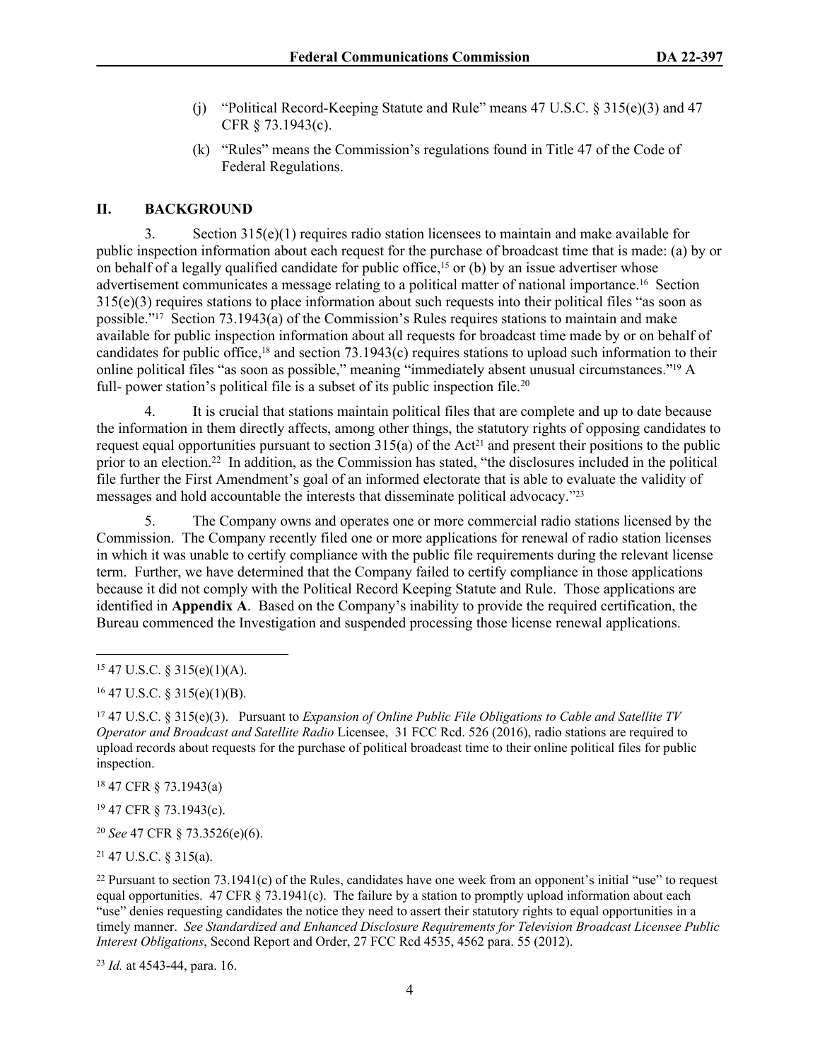(j) "Political Record-Keeping Statute and Rule" means 47 U.S.C. § 315(e)(3) and 47 CFR § 73.1943(c).

(k) "Rules" means the Commission's regulations found in Title 47 of the Code of Federal Regulations.

## II. BACKGROUND

3. Section 315(e)(1) requires radio station licensees to maintain and make available for public inspection information about each request for the purchase of broadcast time that is made: (a) by or on behalf of a legally qualified candidate for public office,[15] or (b) by an issue advertiser whose advertisement communicates a message relating to a political matter of national importance.[16] Section 315(e)(3) requires stations to place information about such requests into their political files "as soon as possible."[17] Section 73.1943(a) of the Commission's Rules requires stations to maintain and make available for public inspection information about all requests for broadcast time made by or on behalf of candidates for public office,[18] and section 73.1943(c) requires stations to upload such information to their online political files "as soon as possible," meaning "immediately absent unusual circumstances."[19] A full- power station's political file is a subset of its public inspection file.[20]

4. It is crucial that stations maintain political files that are complete and up to date because the information in them directly affects, among other things, the statutory rights of opposing candidates to request equal opportunities pursuant to section 315(a) of the Act[21] and present their positions to the public prior to an election.[22] In addition, as the Commission has stated, "the disclosures included in the political file further the First Amendment's goal of an informed electorate that is able to evaluate the validity of messages and hold accountable the interests that disseminate political advocacy."[23]

5. The Company owns and operates one or more commercial radio stations licensed by the Commission. The Company recently filed one or more applications for renewal of radio station licenses in which it was unable to certify compliance with the public file requirements during the relevant license term. Further, we have determined that the Company failed to certify compliance in those applications because it did not comply with the Political Record Keeping Statute and Rule. Those applications are identified in **Appendix A**. Based on the Company's inability to provide the required certification, the Bureau commenced the Investigation and suspended processing those license renewal applications.

---

[15] 47 U.S.C. § 315(e)(1)(A).

[16] 47 U.S.C. § 315(e)(1)(B).

[17] 47 U.S.C. § 315(e)(3). Pursuant to *Expansion of Online Public File Obligations to Cable and Satellite TV Operator and Broadcast and Satellite Radio* Licensee, 31 FCC Rcd. 526 (2016), radio stations are required to upload records about requests for the purchase of political broadcast time to their online political files for public inspection.

[18] 47 CFR § 73.1943(a)

[19] 47 CFR § 73.1943(c).

[20] *See* 47 CFR § 73.3526(e)(6).

[21] 47 U.S.C. § 315(a).

[22] Pursuant to section 73.1941(c) of the Rules, candidates have one week from an opponent's initial "use" to request equal opportunities. 47 CFR § 73.1941(c). The failure by a station to promptly upload information about each "use" denies requesting candidates the notice they need to assert their statutory rights to equal opportunities in a timely manner. *See Standardized and Enhanced Disclosure Requirements for Television Broadcast Licensee Public Interest Obligations*, Second Report and Order, 27 FCC Rcd 4535, 4562 para. 55 (2012).

[23] *Id.* at 4543-44, para. 16.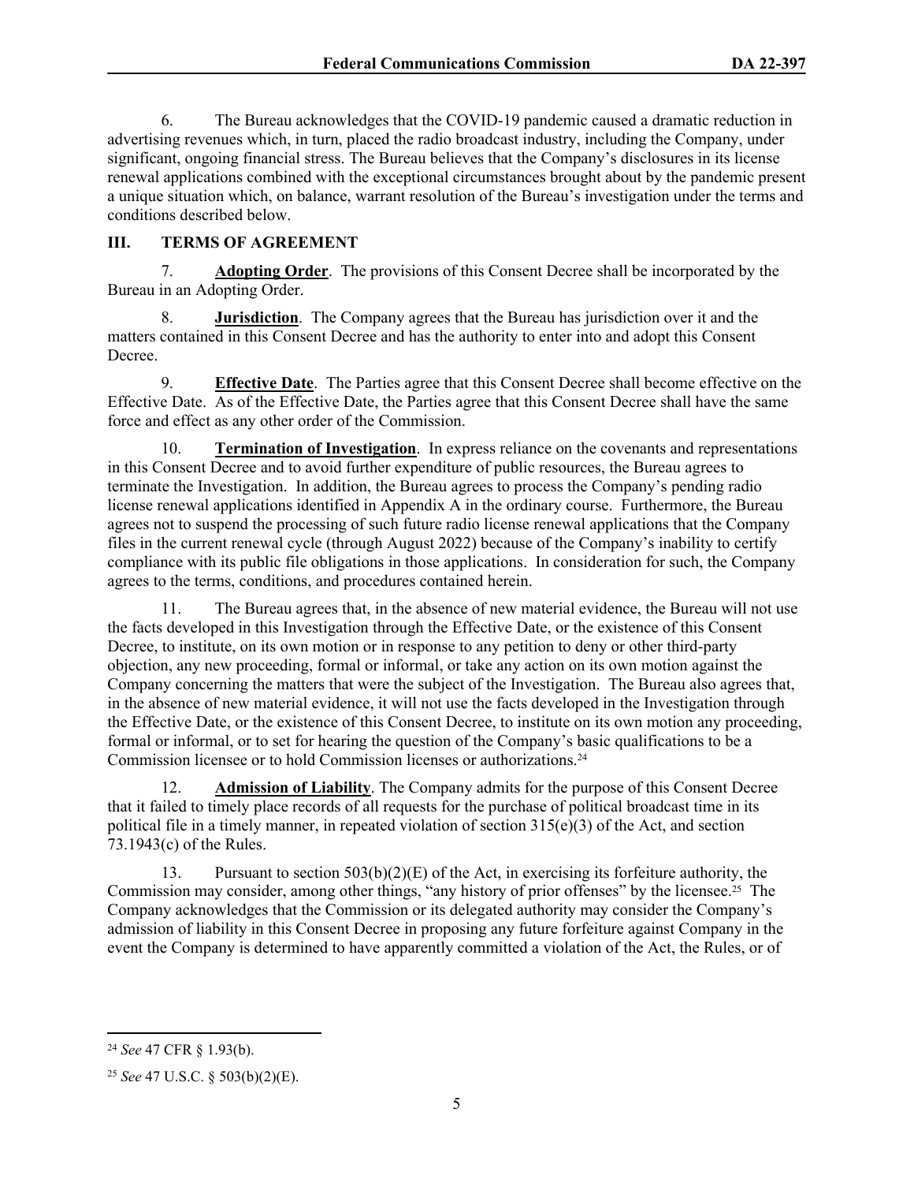6. The Bureau acknowledges that the COVID-19 pandemic caused a dramatic reduction in advertising revenues which, in turn, placed the radio broadcast industry, including the Company, under significant, ongoing financial stress. The Bureau believes that the Company's disclosures in its license renewal applications combined with the exceptional circumstances brought about by the pandemic present a unique situation which, on balance, warrant resolution of the Bureau's investigation under the terms and conditions described below.

## III. TERMS OF AGREEMENT

7. **Adopting Order**. The provisions of this Consent Decree shall be incorporated by the Bureau in an Adopting Order.

8. **Jurisdiction**. The Company agrees that the Bureau has jurisdiction over it and the matters contained in this Consent Decree and has the authority to enter into and adopt this Consent Decree.

9. **Effective Date**. The Parties agree that this Consent Decree shall become effective on the Effective Date. As of the Effective Date, the Parties agree that this Consent Decree shall have the same force and effect as any other order of the Commission.

10. **Termination of Investigation**. In express reliance on the covenants and representations in this Consent Decree and to avoid further expenditure of public resources, the Bureau agrees to terminate the Investigation. In addition, the Bureau agrees to process the Company's pending radio license renewal applications identified in Appendix A in the ordinary course. Furthermore, the Bureau agrees not to suspend the processing of such future radio license renewal applications that the Company files in the current renewal cycle (through August 2022) because of the Company's inability to certify compliance with its public file obligations in those applications. In consideration for such, the Company agrees to the terms, conditions, and procedures contained herein.

11. The Bureau agrees that, in the absence of new material evidence, the Bureau will not use the facts developed in this Investigation through the Effective Date, or the existence of this Consent Decree, to institute, on its own motion or in response to any petition to deny or other third-party objection, any new proceeding, formal or informal, or take any action on its own motion against the Company concerning the matters that were the subject of the Investigation. The Bureau also agrees that, in the absence of new material evidence, it will not use the facts developed in the Investigation through the Effective Date, or the existence of this Consent Decree, to institute on its own motion any proceeding, formal or informal, or to set for hearing the question of the Company's basic qualifications to be a Commission licensee or to hold Commission licenses or authorizations.[24]

12. **Admission of Liability**. The Company admits for the purpose of this Consent Decree that it failed to timely place records of all requests for the purchase of political broadcast time in its political file in a timely manner, in repeated violation of section 315(e)(3) of the Act, and section 73.1943(c) of the Rules.

13. Pursuant to section 503(b)(2)(E) of the Act, in exercising its forfeiture authority, the Commission may consider, among other things, "any history of prior offenses" by the licensee.[25] The Company acknowledges that the Commission or its delegated authority may consider the Company's admission of liability in this Consent Decree in proposing any future forfeiture against Company in the event the Company is determined to have apparently committed a violation of the Act, the Rules, or of

---

[24] *See* 47 CFR § 1.93(b).

[25] *See* 47 U.S.C. § 503(b)(2)(E).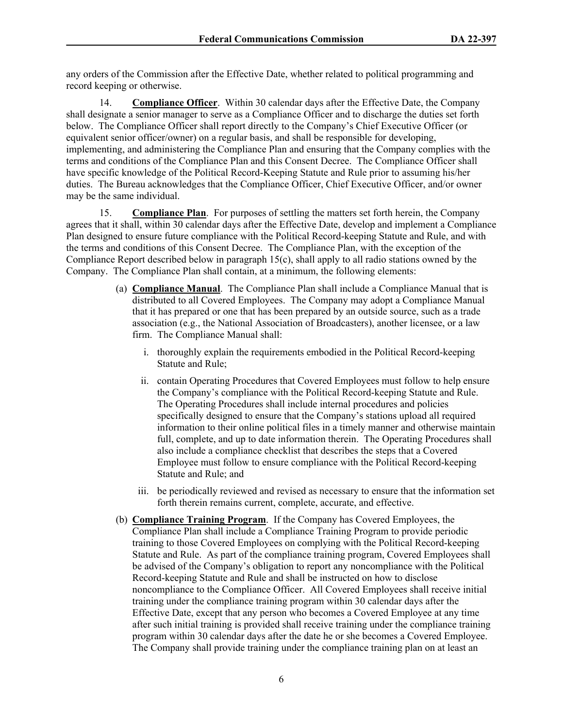any orders of the Commission after the Effective Date, whether related to political programming and record keeping or otherwise.

14. **Compliance Officer**. Within 30 calendar days after the Effective Date, the Company shall designate a senior manager to serve as a Compliance Officer and to discharge the duties set forth below. The Compliance Officer shall report directly to the Company's Chief Executive Officer (or equivalent senior officer/owner) on a regular basis, and shall be responsible for developing, implementing, and administering the Compliance Plan and ensuring that the Company complies with the terms and conditions of the Compliance Plan and this Consent Decree. The Compliance Officer shall have specific knowledge of the Political Record-Keeping Statute and Rule prior to assuming his/her duties. The Bureau acknowledges that the Compliance Officer, Chief Executive Officer, and/or owner may be the same individual.

15. **Compliance Plan**. For purposes of settling the matters set forth herein, the Company agrees that it shall, within 30 calendar days after the Effective Date, develop and implement a Compliance Plan designed to ensure future compliance with the Political Record-keeping Statute and Rule, and with the terms and conditions of this Consent Decree. The Compliance Plan, with the exception of the Compliance Report described below in paragraph 15(c), shall apply to all radio stations owned by the Company. The Compliance Plan shall contain, at a minimum, the following elements:

(a) **Compliance Manual**. The Compliance Plan shall include a Compliance Manual that is distributed to all Covered Employees. The Company may adopt a Compliance Manual that it has prepared or one that has been prepared by an outside source, such as a trade association (e.g., the National Association of Broadcasters), another licensee, or a law firm. The Compliance Manual shall:

i. thoroughly explain the requirements embodied in the Political Record-keeping Statute and Rule;

ii. contain Operating Procedures that Covered Employees must follow to help ensure the Company's compliance with the Political Record-keeping Statute and Rule. The Operating Procedures shall include internal procedures and policies specifically designed to ensure that the Company's stations upload all required information to their online political files in a timely manner and otherwise maintain full, complete, and up to date information therein. The Operating Procedures shall also include a compliance checklist that describes the steps that a Covered Employee must follow to ensure compliance with the Political Record-keeping Statute and Rule; and

iii. be periodically reviewed and revised as necessary to ensure that the information set forth therein remains current, complete, accurate, and effective.

(b) **Compliance Training Program**. If the Company has Covered Employees, the Compliance Plan shall include a Compliance Training Program to provide periodic training to those Covered Employees on complying with the Political Record-keeping Statute and Rule. As part of the compliance training program, Covered Employees shall be advised of the Company's obligation to report any noncompliance with the Political Record-keeping Statute and Rule and shall be instructed on how to disclose noncompliance to the Compliance Officer. All Covered Employees shall receive initial training under the compliance training program within 30 calendar days after the Effective Date, except that any person who becomes a Covered Employee at any time after such initial training is provided shall receive training under the compliance training program within 30 calendar days after the date he or she becomes a Covered Employee. The Company shall provide training under the compliance training plan on at least an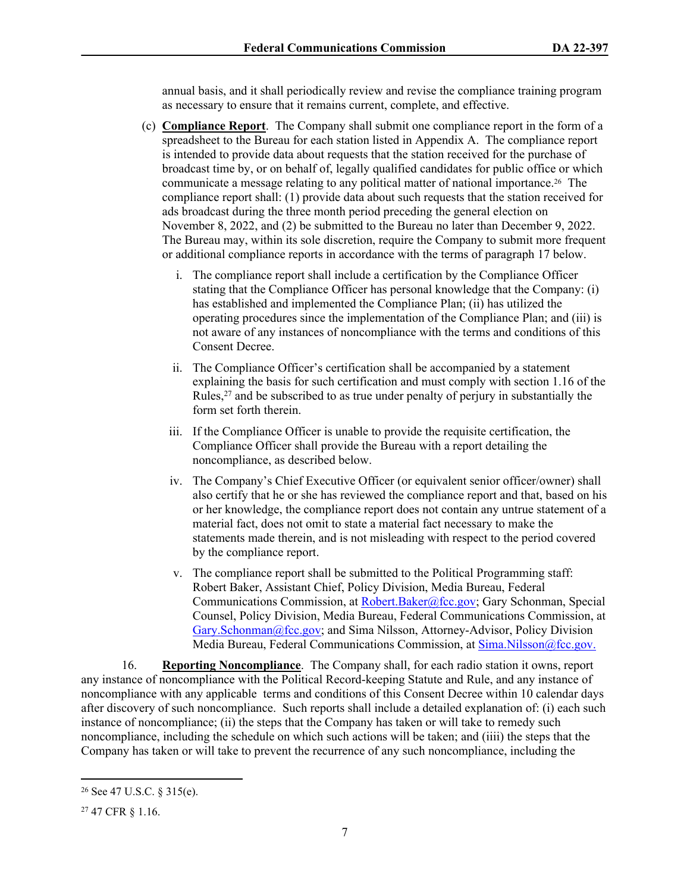annual basis, and it shall periodically review and revise the compliance training program as necessary to ensure that it remains current, complete, and effective.

(c) **Compliance Report**. The Company shall submit one compliance report in the form of a spreadsheet to the Bureau for each station listed in Appendix A. The compliance report is intended to provide data about requests that the station received for the purchase of broadcast time by, or on behalf of, legally qualified candidates for public office or which communicate a message relating to any political matter of national importance.[26] The compliance report shall: (1) provide data about such requests that the station received for ads broadcast during the three month period preceding the general election on November 8, 2022, and (2) be submitted to the Bureau no later than December 9, 2022. The Bureau may, within its sole discretion, require the Company to submit more frequent or additional compliance reports in accordance with the terms of paragraph 17 below.

i. The compliance report shall include a certification by the Compliance Officer stating that the Compliance Officer has personal knowledge that the Company: (i) has established and implemented the Compliance Plan; (ii) has utilized the operating procedures since the implementation of the Compliance Plan; and (iii) is not aware of any instances of noncompliance with the terms and conditions of this Consent Decree.

ii. The Compliance Officer's certification shall be accompanied by a statement explaining the basis for such certification and must comply with section 1.16 of the Rules,[27] and be subscribed to as true under penalty of perjury in substantially the form set forth therein.

iii. If the Compliance Officer is unable to provide the requisite certification, the Compliance Officer shall provide the Bureau with a report detailing the noncompliance, as described below.

iv. The Company's Chief Executive Officer (or equivalent senior officer/owner) shall also certify that he or she has reviewed the compliance report and that, based on his or her knowledge, the compliance report does not contain any untrue statement of a material fact, does not omit to state a material fact necessary to make the statements made therein, and is not misleading with respect to the period covered by the compliance report.

v. The compliance report shall be submitted to the Political Programming staff: Robert Baker, Assistant Chief, Policy Division, Media Bureau, Federal Communications Commission, at Robert.Baker@fcc.gov; Gary Schonman, Special Counsel, Policy Division, Media Bureau, Federal Communications Commission, at Gary.Schonman@fcc.gov; and Sima Nilsson, Attorney-Advisor, Policy Division Media Bureau, Federal Communications Commission, at Sima.Nilsson@fcc.gov.

16. **Reporting Noncompliance**. The Company shall, for each radio station it owns, report any instance of noncompliance with the Political Record-keeping Statute and Rule, and any instance of noncompliance with any applicable terms and conditions of this Consent Decree within 10 calendar days after discovery of such noncompliance. Such reports shall include a detailed explanation of: (i) each such instance of noncompliance; (ii) the steps that the Company has taken or will take to remedy such noncompliance, including the schedule on which such actions will be taken; and (iiii) the steps that the Company has taken or will take to prevent the recurrence of any such noncompliance, including the

---

[26] See 47 U.S.C. § 315(e).

[27] 47 CFR § 1.16.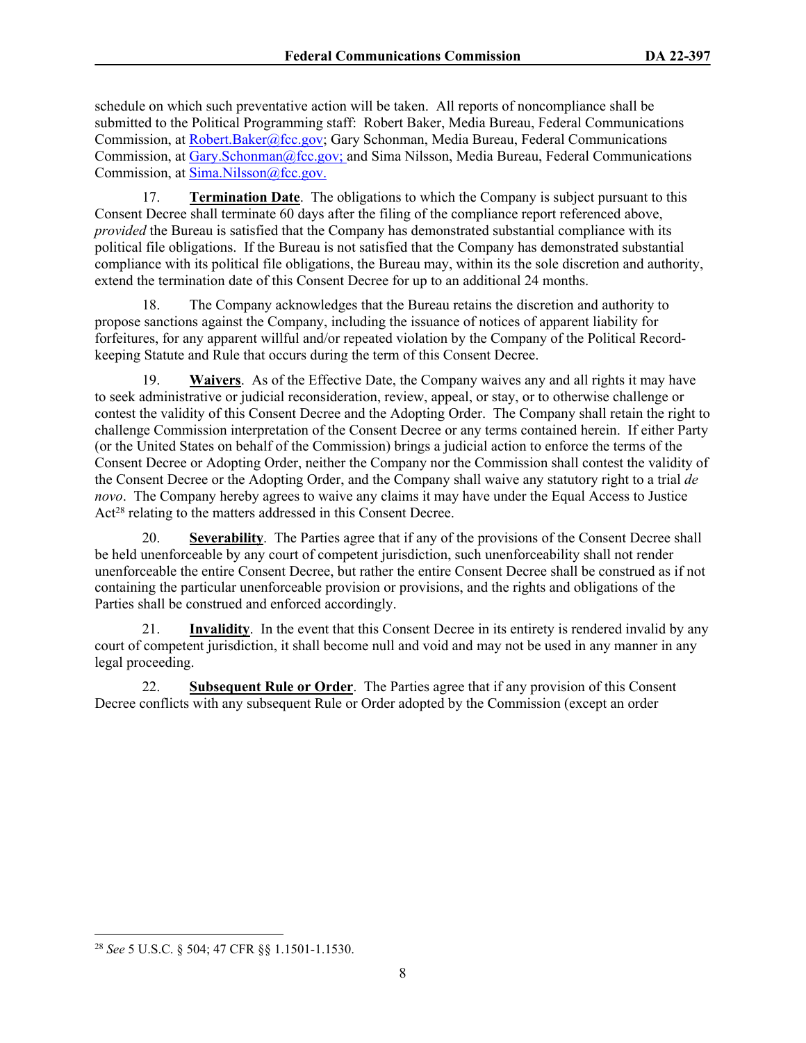schedule on which such preventative action will be taken. All reports of noncompliance shall be submitted to the Political Programming staff: Robert Baker, Media Bureau, Federal Communications Commission, at Robert.Baker@fcc.gov; Gary Schonman, Media Bureau, Federal Communications Commission, at Gary.Schonman@fcc.gov; and Sima Nilsson, Media Bureau, Federal Communications Commission, at Sima.Nilsson@fcc.gov.

17. **Termination Date**. The obligations to which the Company is subject pursuant to this Consent Decree shall terminate 60 days after the filing of the compliance report referenced above, *provided* the Bureau is satisfied that the Company has demonstrated substantial compliance with its political file obligations. If the Bureau is not satisfied that the Company has demonstrated substantial compliance with its political file obligations, the Bureau may, within its the sole discretion and authority, extend the termination date of this Consent Decree for up to an additional 24 months.

18. The Company acknowledges that the Bureau retains the discretion and authority to propose sanctions against the Company, including the issuance of notices of apparent liability for forfeitures, for any apparent willful and/or repeated violation by the Company of the Political Record-keeping Statute and Rule that occurs during the term of this Consent Decree.

19. **Waivers**. As of the Effective Date, the Company waives any and all rights it may have to seek administrative or judicial reconsideration, review, appeal, or stay, or to otherwise challenge or contest the validity of this Consent Decree and the Adopting Order. The Company shall retain the right to challenge Commission interpretation of the Consent Decree or any terms contained herein. If either Party (or the United States on behalf of the Commission) brings a judicial action to enforce the terms of the Consent Decree or Adopting Order, neither the Company nor the Commission shall contest the validity of the Consent Decree or the Adopting Order, and the Company shall waive any statutory right to a trial *de novo*. The Company hereby agrees to waive any claims it may have under the Equal Access to Justice Act[28] relating to the matters addressed in this Consent Decree.

20. **Severability**. The Parties agree that if any of the provisions of the Consent Decree shall be held unenforceable by any court of competent jurisdiction, such unenforceability shall not render unenforceable the entire Consent Decree, but rather the entire Consent Decree shall be construed as if not containing the particular unenforceable provision or provisions, and the rights and obligations of the Parties shall be construed and enforced accordingly.

21. **Invalidity**. In the event that this Consent Decree in its entirety is rendered invalid by any court of competent jurisdiction, it shall become null and void and may not be used in any manner in any legal proceeding.

22. **Subsequent Rule or Order**. The Parties agree that if any provision of this Consent Decree conflicts with any subsequent Rule or Order adopted by the Commission (except an order

[28] *See* 5 U.S.C. § 504; 47 CFR §§ 1.1501-1.1530.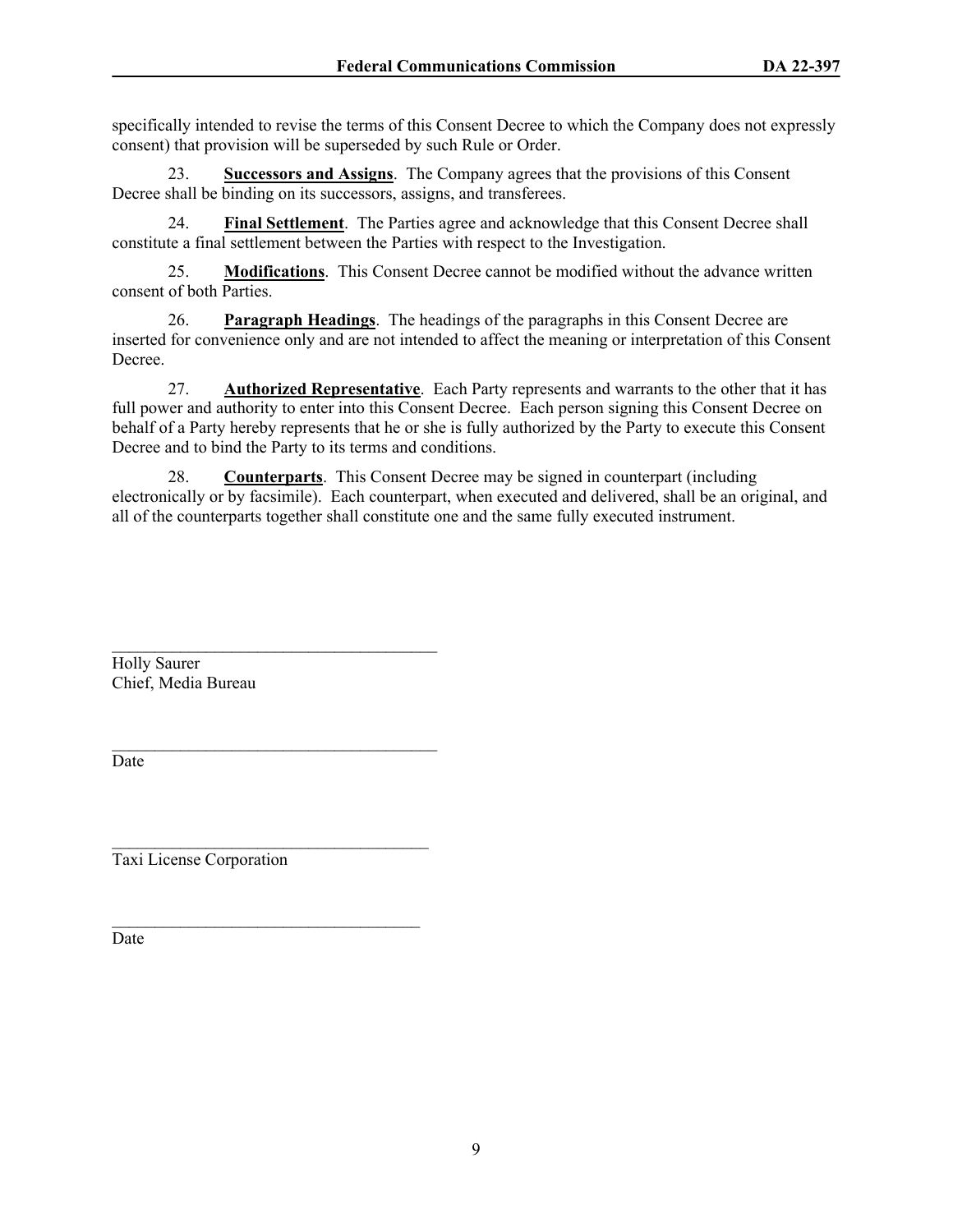specifically intended to revise the terms of this Consent Decree to which the Company does not expressly consent) that provision will be superseded by such Rule or Order.

23. **Successors and Assigns**. The Company agrees that the provisions of this Consent Decree shall be binding on its successors, assigns, and transferees.

24. **Final Settlement**. The Parties agree and acknowledge that this Consent Decree shall constitute a final settlement between the Parties with respect to the Investigation.

25. **Modifications**. This Consent Decree cannot be modified without the advance written consent of both Parties.

26. **Paragraph Headings**. The headings of the paragraphs in this Consent Decree are inserted for convenience only and are not intended to affect the meaning or interpretation of this Consent Decree.

27. **Authorized Representative**. Each Party represents and warrants to the other that it has full power and authority to enter into this Consent Decree. Each person signing this Consent Decree on behalf of a Party hereby represents that he or she is fully authorized by the Party to execute this Consent Decree and to bind the Party to its terms and conditions.

28. **Counterparts**. This Consent Decree may be signed in counterpart (including electronically or by facsimile). Each counterpart, when executed and delivered, shall be an original, and all of the counterparts together shall constitute one and the same fully executed instrument.

\_\_\_\_\_\_\_\_\_\_\_\_\_\_\_\_\_\_\_\_\_\_\_\_\_\_\_\_\_\_\_\_\_\_\_\_\_\_
Holly Saurer
Chief, Media Bureau

\_\_\_\_\_\_\_\_\_\_\_\_\_\_\_\_\_\_\_\_\_\_\_\_\_\_\_\_\_\_\_\_\_\_\_\_\_\_
Date

\_\_\_\_\_\_\_\_\_\_\_\_\_\_\_\_\_\_\_\_\_\_\_\_\_\_\_\_\_\_\_\_\_\_\_\_\_\_
Taxi License Corporation

\_\_\_\_\_\_\_\_\_\_\_\_\_\_\_\_\_\_\_\_\_\_\_\_\_\_\_\_\_\_\_\_\_\_\_\_\_\_
Date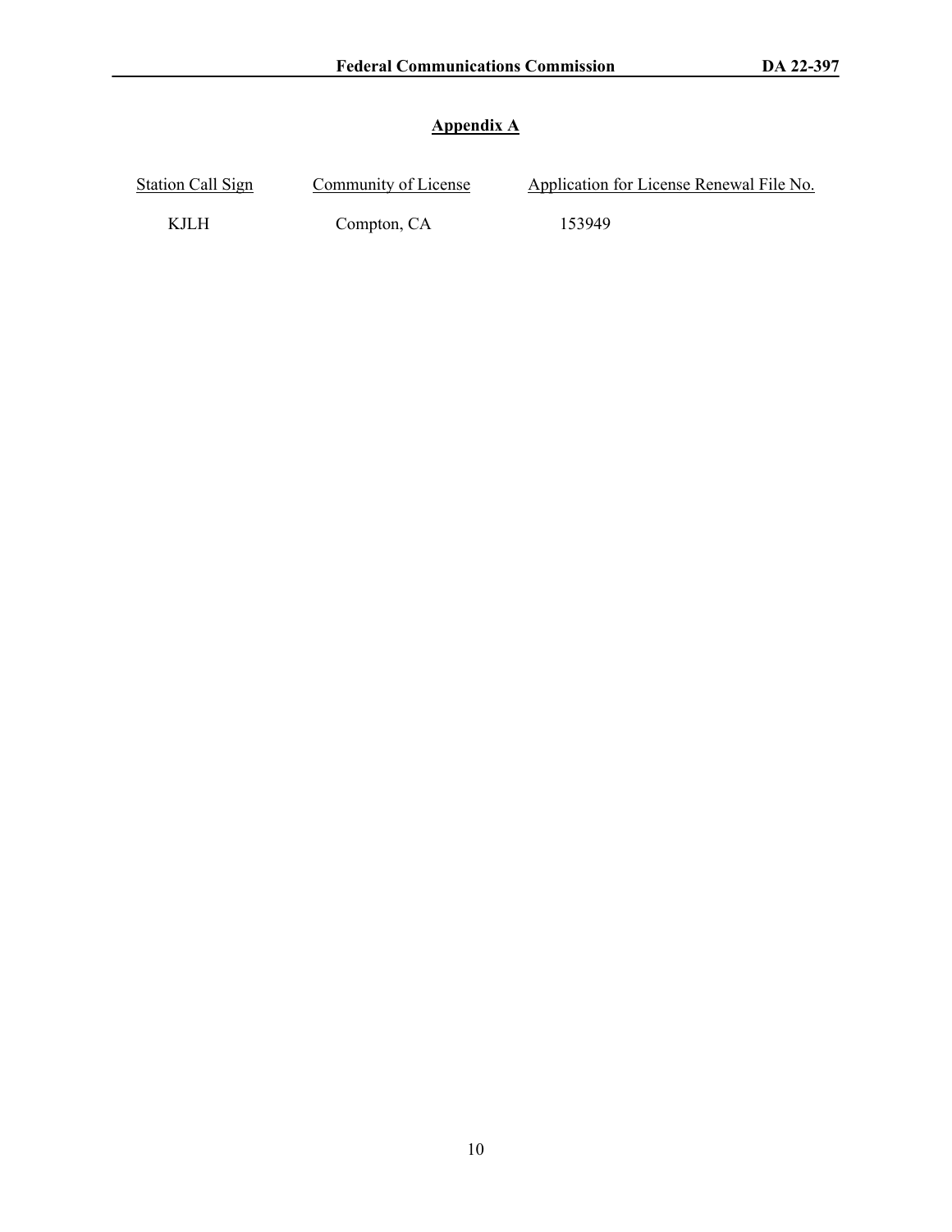## Appendix A

| Station Call Sign | Community of License | Application for License Renewal File No. |
| --- | --- | --- |
| KJLH | Compton, CA | 153949 |